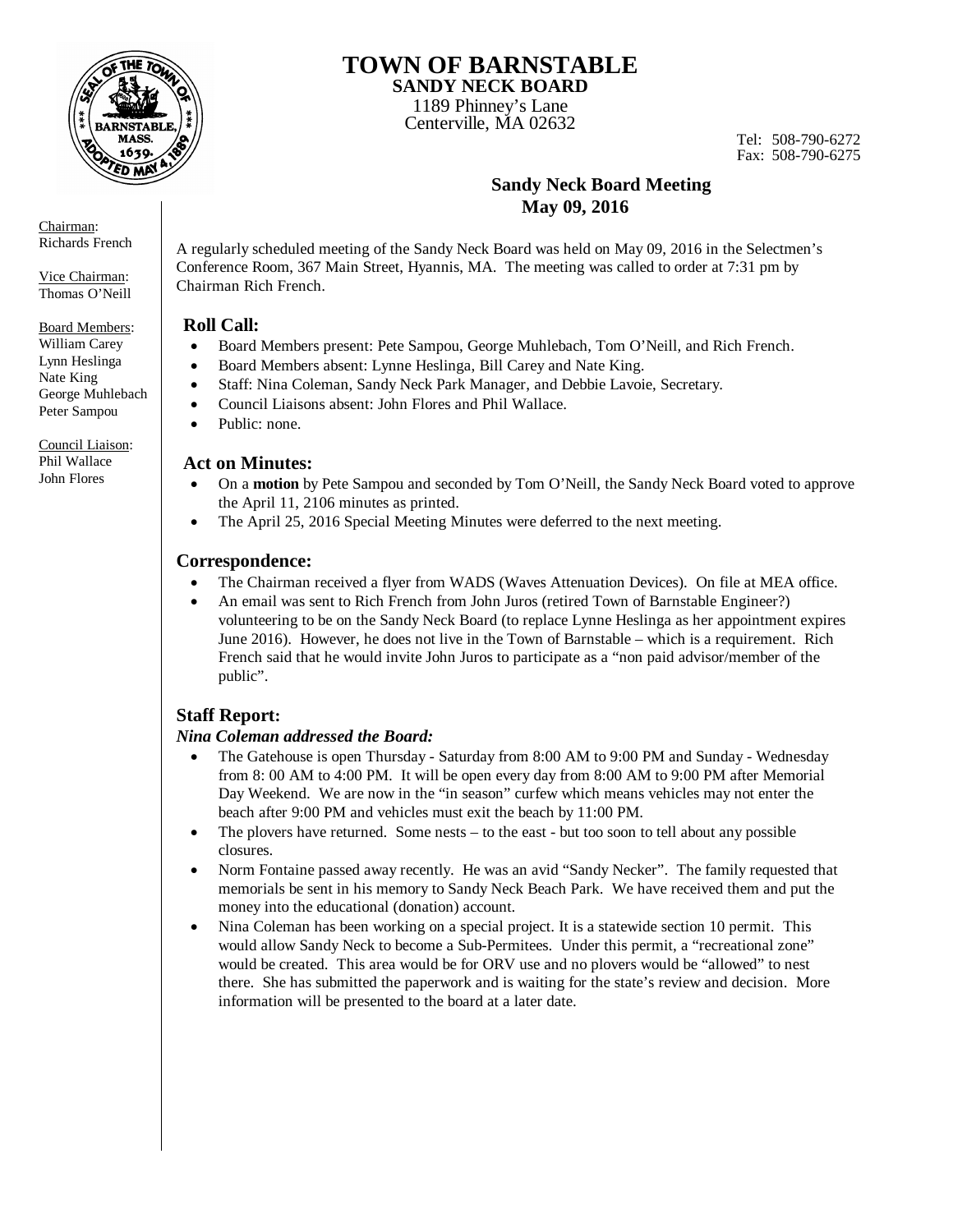# TOWN OF BARNSTABLE
## SANDY NECK BOARD

1189 Phinney's Lane
Centerville, MA 02632

Tel: 508-790-6272
Fax: 508-790-6275

Chairman:
Richards French

Vice Chairman:
Thomas O'Neill

Board Members:
William Carey
Lynn Heslinga
Nate King
George Muhlebach
Peter Sampou

Council Liaison:
Phil Wallace
John Flores

## Sandy Neck Board Meeting
## May 09, 2016

A regularly scheduled meeting of the Sandy Neck Board was held on May 09, 2016 in the Selectmen's Conference Room, 367 Main Street, Hyannis, MA. The meeting was called to order at 7:31 pm by Chairman Rich French.

### Roll Call:

- Board Members present: Pete Sampou, George Muhlebach, Tom O'Neill, and Rich French.
- Board Members absent: Lynne Heslinga, Bill Carey and Nate King.
- Staff: Nina Coleman, Sandy Neck Park Manager, and Debbie Lavoie, Secretary.
- Council Liaisons absent: John Flores and Phil Wallace.
- Public: none.

### Act on Minutes:

- On a **motion** by Pete Sampou and seconded by Tom O'Neill, the Sandy Neck Board voted to approve the April 11, 2106 minutes as printed.
- The April 25, 2016 Special Meeting Minutes were deferred to the next meeting.

### Correspondence:

- The Chairman received a flyer from WADS (Waves Attenuation Devices). On file at MEA office.
- An email was sent to Rich French from John Juros (retired Town of Barnstable Engineer?) volunteering to be on the Sandy Neck Board (to replace Lynne Heslinga as her appointment expires June 2016). However, he does not live in the Town of Barnstable – which is a requirement. Rich French said that he would invite John Juros to participate as a "non paid advisor/member of the public".

### Staff Report:

***Nina Coleman addressed the Board:***

- The Gatehouse is open Thursday - Saturday from 8:00 AM to 9:00 PM and Sunday - Wednesday from 8: 00 AM to 4:00 PM. It will be open every day from 8:00 AM to 9:00 PM after Memorial Day Weekend. We are now in the "in season" curfew which means vehicles may not enter the beach after 9:00 PM and vehicles must exit the beach by 11:00 PM.
- The plovers have returned. Some nests – to the east - but too soon to tell about any possible closures.
- Norm Fontaine passed away recently. He was an avid "Sandy Necker". The family requested that memorials be sent in his memory to Sandy Neck Beach Park. We have received them and put the money into the educational (donation) account.
- Nina Coleman has been working on a special project. It is a statewide section 10 permit. This would allow Sandy Neck to become a Sub-Permitees. Under this permit, a "recreational zone" would be created. This area would be for ORV use and no plovers would be "allowed" to nest there. She has submitted the paperwork and is waiting for the state's review and decision. More information will be presented to the board at a later date.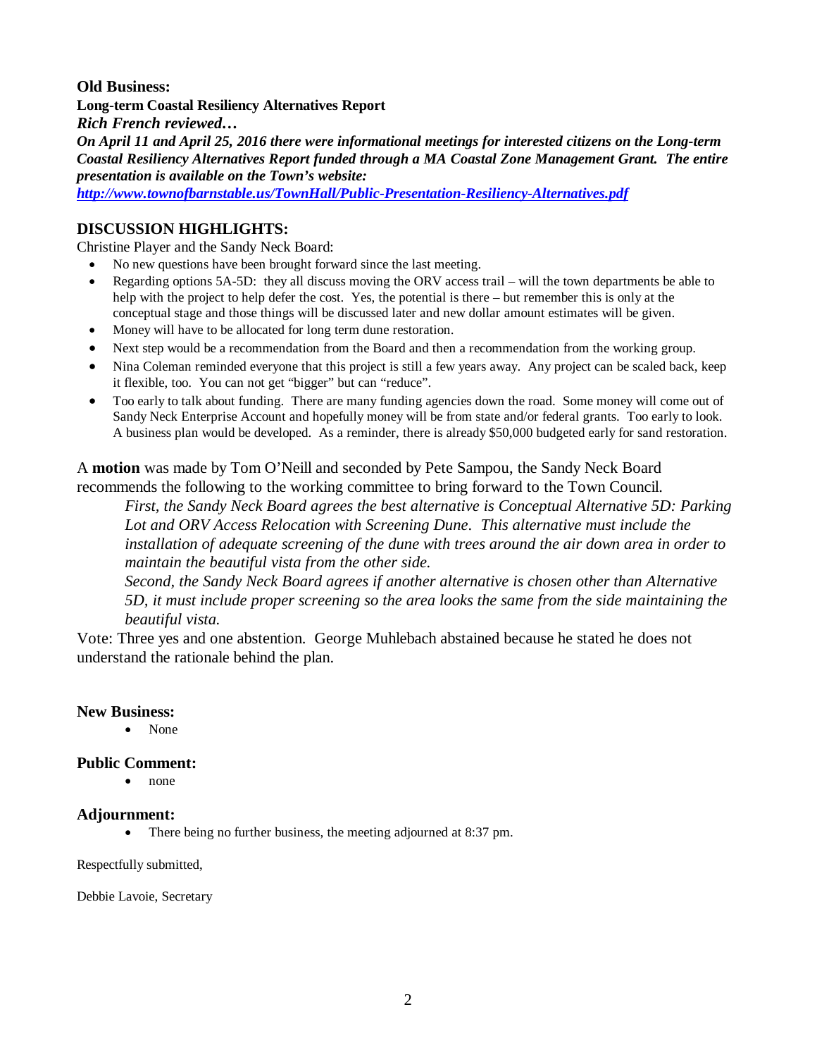**Old Business:**

**Long-term Coastal Resiliency Alternatives Report**

***Rich French reviewed…***

***On April 11 and April 25, 2016 there were informational meetings for interested citizens on the Long-term Coastal Resiliency Alternatives Report funded through a MA Coastal Zone Management Grant. The entire presentation is available on the Town's website:***

***http://www.townofbarnstable.us/TownHall/Public-Presentation-Resiliency-Alternatives.pdf***

## DISCUSSION HIGHLIGHTS:

Christine Player and the Sandy Neck Board:

- No new questions have been brought forward since the last meeting.
- Regarding options 5A-5D: they all discuss moving the ORV access trail – will the town departments be able to help with the project to help defer the cost. Yes, the potential is there – but remember this is only at the conceptual stage and those things will be discussed later and new dollar amount estimates will be given.
- Money will have to be allocated for long term dune restoration.
- Next step would be a recommendation from the Board and then a recommendation from the working group.
- Nina Coleman reminded everyone that this project is still a few years away. Any project can be scaled back, keep it flexible, too. You can not get "bigger" but can "reduce".
- Too early to talk about funding. There are many funding agencies down the road. Some money will come out of Sandy Neck Enterprise Account and hopefully money will be from state and/or federal grants. Too early to look. A business plan would be developed. As a reminder, there is already $50,000 budgeted early for sand restoration.

A **motion** was made by Tom O'Neill and seconded by Pete Sampou, the Sandy Neck Board recommends the following to the working committee to bring forward to the Town Council.

> *First, the Sandy Neck Board agrees the best alternative is Conceptual Alternative 5D: Parking Lot and ORV Access Relocation with Screening Dune. This alternative must include the installation of adequate screening of the dune with trees around the air down area in order to maintain the beautiful vista from the other side.*
>
> *Second, the Sandy Neck Board agrees if another alternative is chosen other than Alternative 5D, it must include proper screening so the area looks the same from the side maintaining the beautiful vista.*

Vote: Three yes and one abstention. George Muhlebach abstained because he stated he does not understand the rationale behind the plan.

## New Business:

- None

## Public Comment:

- none

## Adjournment:

- There being no further business, the meeting adjourned at 8:37 pm.

Respectfully submitted,

Debbie Lavoie, Secretary